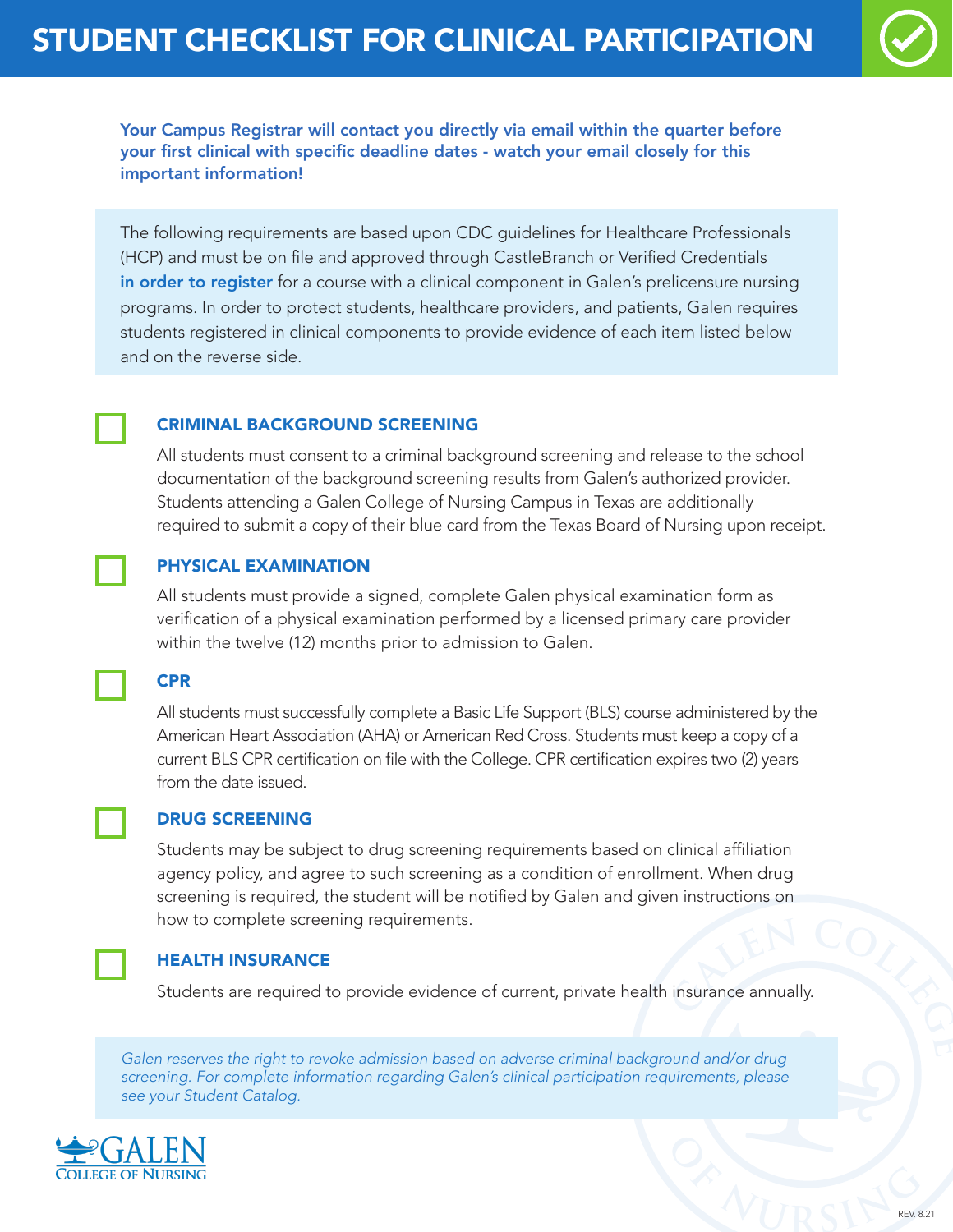# STUDENT CHECKLIST FOR CLINICAL PARTICIPATION

**Your Campus Registrar will contact you directly via email within the quarter before your first clinical with specific deadline dates - watch your email closely for this important information!**

The following requirements are based upon CDC guidelines for Healthcare Professionals (HCP) and must be on file and approved through CastleBranch or Verified Credentials **in order to register** for a course with a clinical component in Galen's prelicensure nursing programs. In order to protect students, healthcare providers, and patients, Galen requires students registered in clinical components to provide evidence of each item listed below and on the reverse side.

- [ ] **CRIMINAL BACKGROUND SCREENING**

  All students must consent to a criminal background screening and release to the school documentation of the background screening results from Galen's authorized provider. Students attending a Galen College of Nursing Campus in Texas are additionally required to submit a copy of their blue card from the Texas Board of Nursing upon receipt.

- [ ] **PHYSICAL EXAMINATION**

  All students must provide a signed, complete Galen physical examination form as verification of a physical examination performed by a licensed primary care provider within the twelve (12) months prior to admission to Galen.

- [ ] **CPR**

  All students must successfully complete a Basic Life Support (BLS) course administered by the American Heart Association (AHA) or American Red Cross. Students must keep a copy of a current BLS CPR certification on file with the College. CPR certification expires two (2) years from the date issued.

- [ ] **DRUG SCREENING**

  Students may be subject to drug screening requirements based on clinical affiliation agency policy, and agree to such screening as a condition of enrollment. When drug screening is required, the student will be notified by Galen and given instructions on how to complete screening requirements.

- [ ] **HEALTH INSURANCE**

  Students are required to provide evidence of current, private health insurance annually.

*Galen reserves the right to revoke admission based on adverse criminal background and/or drug screening. For complete information regarding Galen's clinical participation requirements, please see your Student Catalog.*

GALEN COLLEGE OF NURSING

REV. 8.21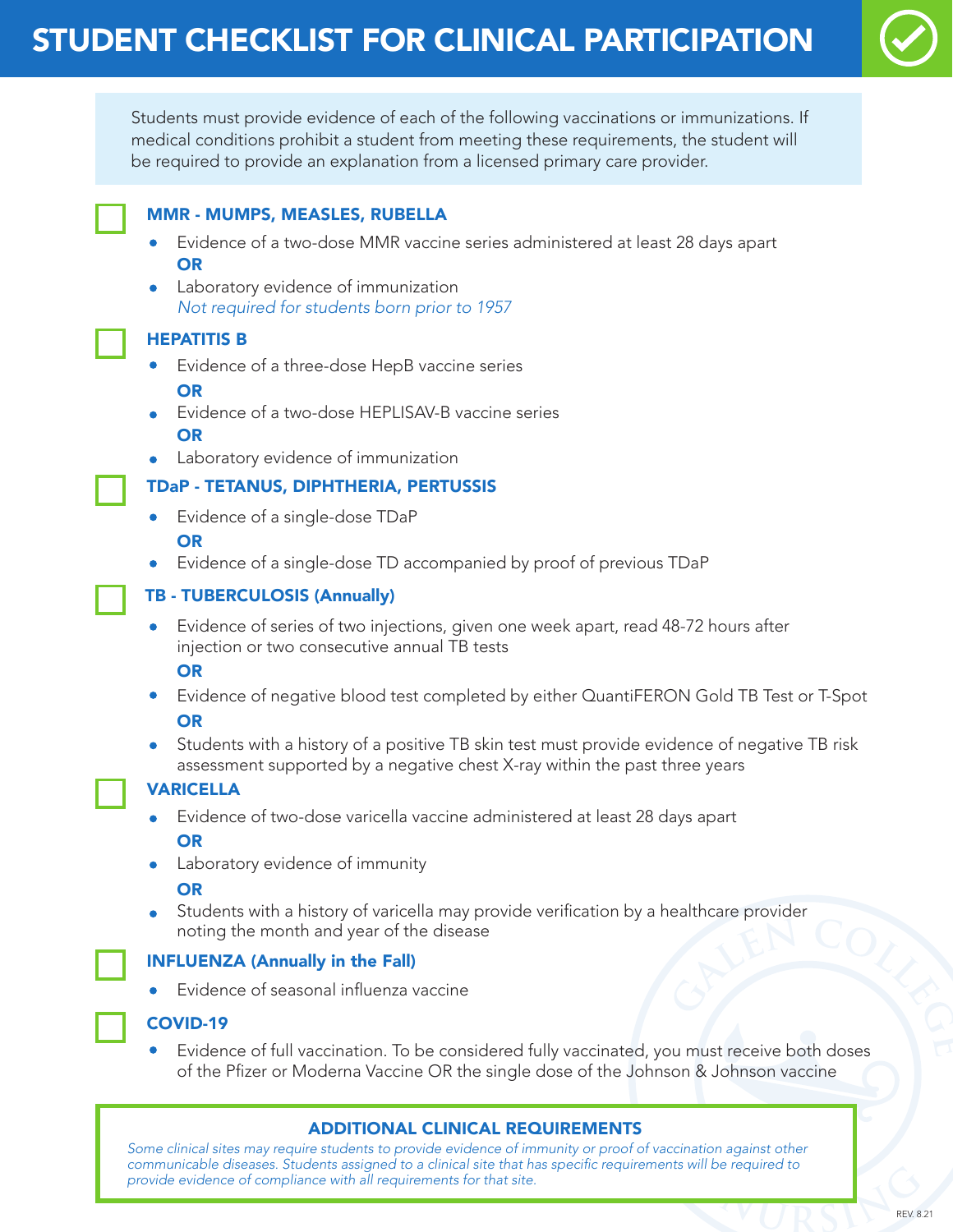# STUDENT CHECKLIST FOR CLINICAL PARTICIPATION

Students must provide evidence of each of the following vaccinations or immunizations. If medical conditions prohibit a student from meeting these requirements, the student will be required to provide an explanation from a licensed primary care provider.

## MMR - MUMPS, MEASLES, RUBELLA

- Evidence of a two-dose MMR vaccine series administered at least 28 days apart
  **OR**
- Laboratory evidence of immunization
  *Not required for students born prior to 1957*

## HEPATITIS B

- Evidence of a three-dose HepB vaccine series
  **OR**
- Evidence of a two-dose HEPLISAV-B vaccine series
  **OR**
- Laboratory evidence of immunization

## TDaP - TETANUS, DIPHTHERIA, PERTUSSIS

- Evidence of a single-dose TDaP
  **OR**
- Evidence of a single-dose TD accompanied by proof of previous TDaP

## TB - TUBERCULOSIS (Annually)

- Evidence of series of two injections, given one week apart, read 48-72 hours after injection or two consecutive annual TB tests
  **OR**
- Evidence of negative blood test completed by either QuantiFERON Gold TB Test or T-Spot
  **OR**
- Students with a history of a positive TB skin test must provide evidence of negative TB risk assessment supported by a negative chest X-ray within the past three years

## VARICELLA

- Evidence of two-dose varicella vaccine administered at least 28 days apart
  **OR**
- Laboratory evidence of immunity
  **OR**
- Students with a history of varicella may provide verification by a healthcare provider noting the month and year of the disease

## INFLUENZA (Annually in the Fall)

- Evidence of seasonal influenza vaccine

## COVID-19

- Evidence of full vaccination. To be considered fully vaccinated, you must receive both doses of the Pfizer or Moderna Vaccine OR the single dose of the Johnson & Johnson vaccine

### ADDITIONAL CLINICAL REQUIREMENTS

*Some clinical sites may require students to provide evidence of immunity or proof of vaccination against other communicable diseases. Students assigned to a clinical site that has specific requirements will be required to provide evidence of compliance with all requirements for that site.*

REV. 8.21